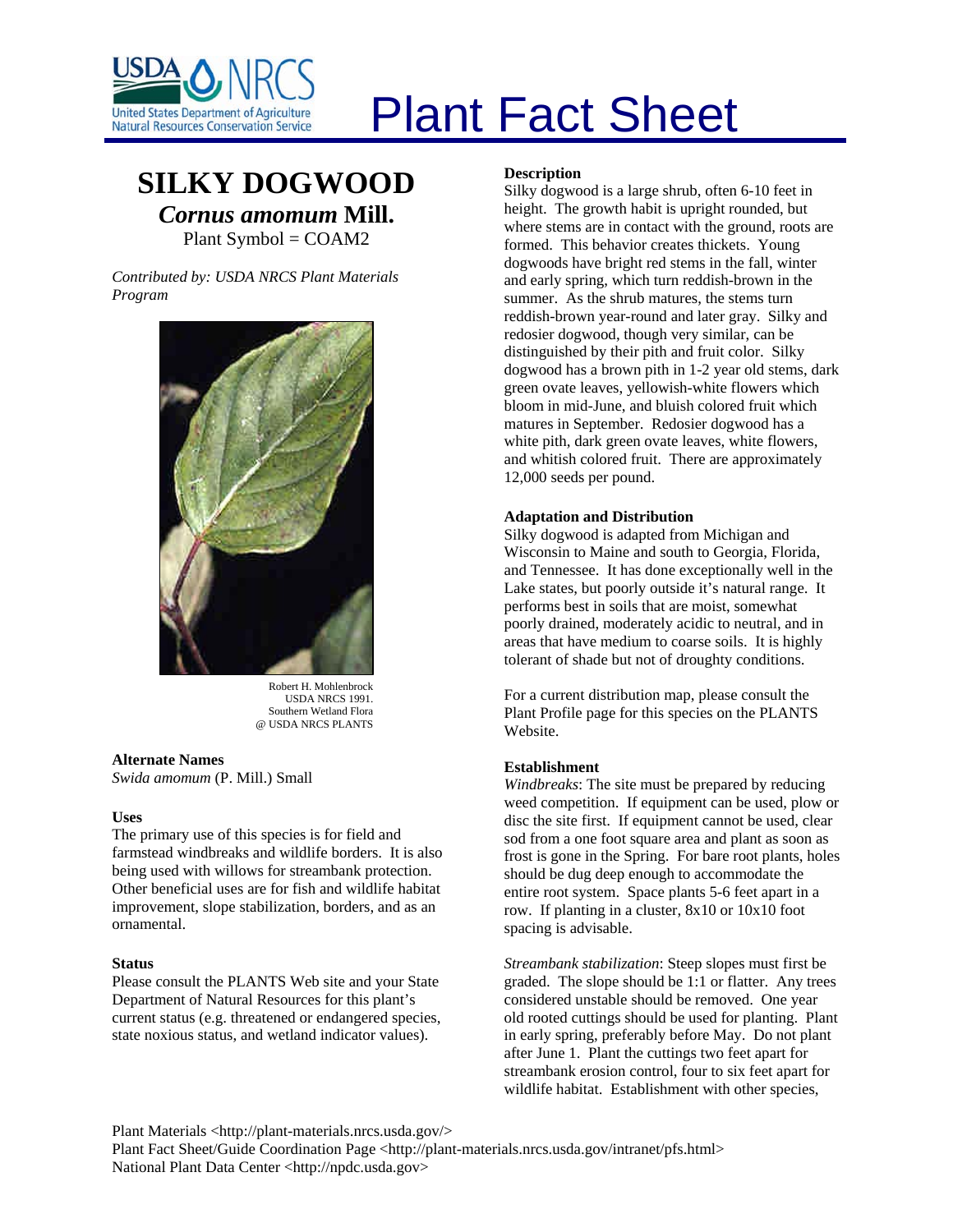# Plant Fact Sheet

## SILKY DOGWOOD

### *Cornus amomum* Mill.

Plant Symbol = COAM2

*Contributed by: USDA NRCS Plant Materials Program*

Robert H. Mohlenbrock
USDA NRCS 1991.
Southern Wetland Flora
@ USDA NRCS PLANTS

**Alternate Names**

*Swida amomum* (P. Mill.) Small

**Uses**

The primary use of this species is for field and farmstead windbreaks and wildlife borders. It is also being used with willows for streambank protection. Other beneficial uses are for fish and wildlife habitat improvement, slope stabilization, borders, and as an ornamental.

**Status**

Please consult the PLANTS Web site and your State Department of Natural Resources for this plant's current status (e.g. threatened or endangered species, state noxious status, and wetland indicator values).

**Description**

Silky dogwood is a large shrub, often 6-10 feet in height. The growth habit is upright rounded, but where stems are in contact with the ground, roots are formed. This behavior creates thickets. Young dogwoods have bright red stems in the fall, winter and early spring, which turn reddish-brown in the summer. As the shrub matures, the stems turn reddish-brown year-round and later gray. Silky and redosier dogwood, though very similar, can be distinguished by their pith and fruit color. Silky dogwood has a brown pith in 1-2 year old stems, dark green ovate leaves, yellowish-white flowers which bloom in mid-June, and bluish colored fruit which matures in September. Redosier dogwood has a white pith, dark green ovate leaves, white flowers, and whitish colored fruit. There are approximately 12,000 seeds per pound.

**Adaptation and Distribution**

Silky dogwood is adapted from Michigan and Wisconsin to Maine and south to Georgia, Florida, and Tennessee. It has done exceptionally well in the Lake states, but poorly outside it's natural range. It performs best in soils that are moist, somewhat poorly drained, moderately acidic to neutral, and in areas that have medium to coarse soils. It is highly tolerant of shade but not of droughty conditions.

For a current distribution map, please consult the Plant Profile page for this species on the PLANTS Website.

**Establishment**

*Windbreaks*: The site must be prepared by reducing weed competition. If equipment can be used, plow or disc the site first. If equipment cannot be used, clear sod from a one foot square area and plant as soon as frost is gone in the Spring. For bare root plants, holes should be dug deep enough to accommodate the entire root system. Space plants 5-6 feet apart in a row. If planting in a cluster, 8x10 or 10x10 foot spacing is advisable.

*Streambank stabilization*: Steep slopes must first be graded. The slope should be 1:1 or flatter. Any trees considered unstable should be removed. One year old rooted cuttings should be used for planting. Plant in early spring, preferably before May. Do not plant after June 1. Plant the cuttings two feet apart for streambank erosion control, four to six feet apart for wildlife habitat. Establishment with other species,

Plant Materials <http://plant-materials.nrcs.usda.gov/>
Plant Fact Sheet/Guide Coordination Page <http://plant-materials.nrcs.usda.gov/intranet/pfs.html>
National Plant Data Center <http://npdc.usda.gov>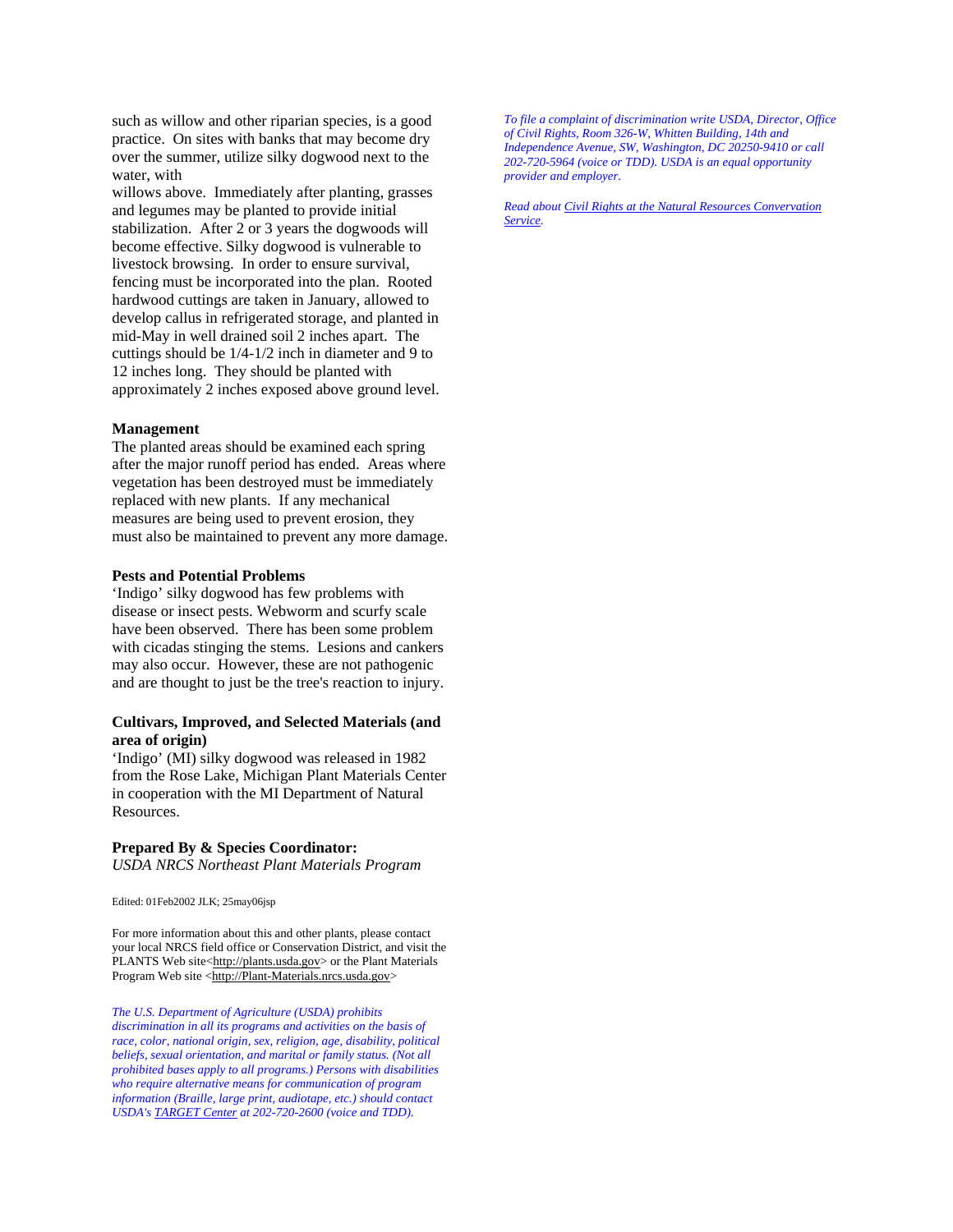such as willow and other riparian species, is a good practice. On sites with banks that may become dry over the summer, utilize silky dogwood next to the water, with willows above. Immediately after planting, grasses and legumes may be planted to provide initial stabilization. After 2 or 3 years the dogwoods will become effective. Silky dogwood is vulnerable to livestock browsing. In order to ensure survival, fencing must be incorporated into the plan. Rooted hardwood cuttings are taken in January, allowed to develop callus in refrigerated storage, and planted in mid-May in well drained soil 2 inches apart. The cuttings should be 1/4-1/2 inch in diameter and 9 to 12 inches long. They should be planted with approximately 2 inches exposed above ground level.

**Management**
The planted areas should be examined each spring after the major runoff period has ended. Areas where vegetation has been destroyed must be immediately replaced with new plants. If any mechanical measures are being used to prevent erosion, they must also be maintained to prevent any more damage.

**Pests and Potential Problems**
'Indigo' silky dogwood has few problems with disease or insect pests. Webworm and scurfy scale have been observed. There has been some problem with cicadas stinging the stems. Lesions and cankers may also occur. However, these are not pathogenic and are thought to just be the tree's reaction to injury.

**Cultivars, Improved, and Selected Materials (and area of origin)**
'Indigo' (MI) silky dogwood was released in 1982 from the Rose Lake, Michigan Plant Materials Center in cooperation with the MI Department of Natural Resources.

**Prepared By & Species Coordinator:**
*USDA NRCS Northeast Plant Materials Program*

Edited: 01Feb2002 JLK; 25may06jsp

For more information about this and other plants, please contact your local NRCS field office or Conservation District, and visit the PLANTS Web site<http://plants.usda.gov> or the Plant Materials Program Web site <http://Plant-Materials.nrcs.usda.gov>

*The U.S. Department of Agriculture (USDA) prohibits discrimination in all its programs and activities on the basis of race, color, national origin, sex, religion, age, disability, political beliefs, sexual orientation, and marital or family status. (Not all prohibited bases apply to all programs.) Persons with disabilities who require alternative means for communication of program information (Braille, large print, audiotape, etc.) should contact USDA's TARGET Center at 202-720-2600 (voice and TDD).*

*To file a complaint of discrimination write USDA, Director, Office of Civil Rights, Room 326-W, Whitten Building, 14th and Independence Avenue, SW, Washington, DC 20250-9410 or call 202-720-5964 (voice or TDD). USDA is an equal opportunity provider and employer.*

*Read about Civil Rights at the Natural Resources Convervation Service.*